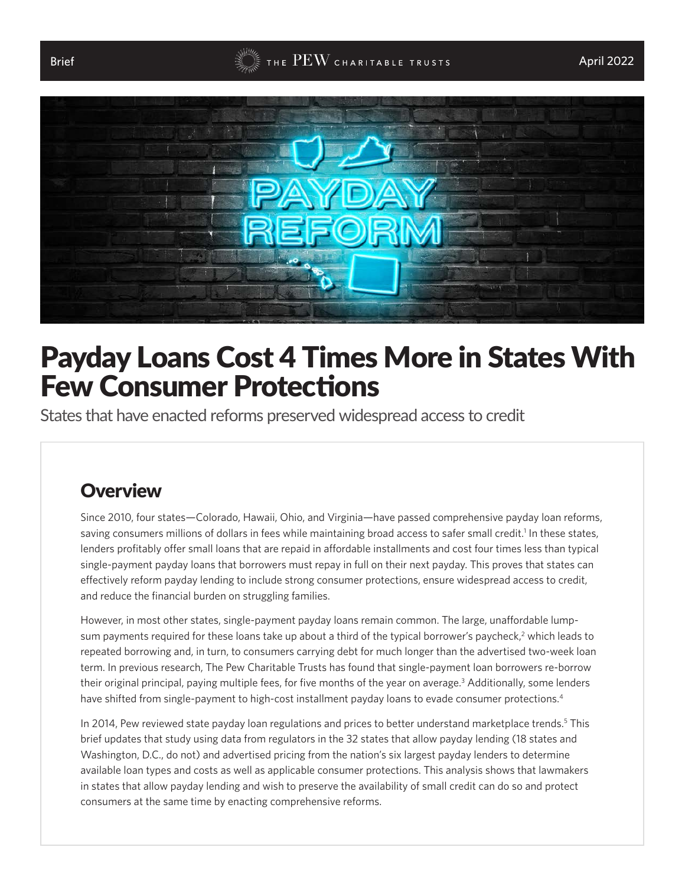# Payday Loans Cost 4 Times More in States With Few Consumer Protections

States that have enacted reforms preserved widespread access to credit

## Overview

Since 2010, four states—Colorado, Hawaii, Ohio, and Virginia—have passed comprehensive payday loan reforms, saving consumers millions of dollars in fees while maintaining broad access to safer small credit.[1] In these states, lenders profitably offer small loans that are repaid in affordable installments and cost four times less than typical single-payment payday loans that borrowers must repay in full on their next payday. This proves that states can effectively reform payday lending to include strong consumer protections, ensure widespread access to credit, and reduce the financial burden on struggling families.

However, in most other states, single-payment payday loans remain common. The large, unaffordable lump-sum payments required for these loans take up about a third of the typical borrower's paycheck,[2] which leads to repeated borrowing and, in turn, to consumers carrying debt for much longer than the advertised two-week loan term. In previous research, The Pew Charitable Trusts has found that single-payment loan borrowers re-borrow their original principal, paying multiple fees, for five months of the year on average.[3] Additionally, some lenders have shifted from single-payment to high-cost installment payday loans to evade consumer protections.[4]

In 2014, Pew reviewed state payday loan regulations and prices to better understand marketplace trends.[5] This brief updates that study using data from regulators in the 32 states that allow payday lending (18 states and Washington, D.C., do not) and advertised pricing from the nation's six largest payday lenders to determine available loan types and costs as well as applicable consumer protections. This analysis shows that lawmakers in states that allow payday lending and wish to preserve the availability of small credit can do so and protect consumers at the same time by enacting comprehensive reforms.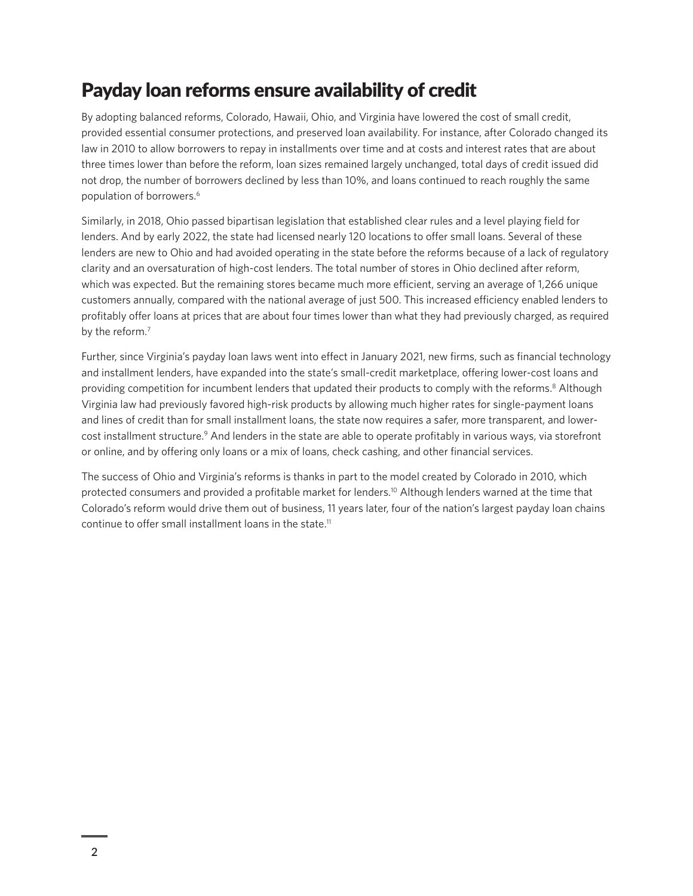## Payday loan reforms ensure availability of credit

By adopting balanced reforms, Colorado, Hawaii, Ohio, and Virginia have lowered the cost of small credit, provided essential consumer protections, and preserved loan availability. For instance, after Colorado changed its law in 2010 to allow borrowers to repay in installments over time and at costs and interest rates that are about three times lower than before the reform, loan sizes remained largely unchanged, total days of credit issued did not drop, the number of borrowers declined by less than 10%, and loans continued to reach roughly the same population of borrowers.[6]

Similarly, in 2018, Ohio passed bipartisan legislation that established clear rules and a level playing field for lenders. And by early 2022, the state had licensed nearly 120 locations to offer small loans. Several of these lenders are new to Ohio and had avoided operating in the state before the reforms because of a lack of regulatory clarity and an oversaturation of high-cost lenders. The total number of stores in Ohio declined after reform, which was expected. But the remaining stores became much more efficient, serving an average of 1,266 unique customers annually, compared with the national average of just 500. This increased efficiency enabled lenders to profitably offer loans at prices that are about four times lower than what they had previously charged, as required by the reform.[7]

Further, since Virginia's payday loan laws went into effect in January 2021, new firms, such as financial technology and installment lenders, have expanded into the state's small-credit marketplace, offering lower-cost loans and providing competition for incumbent lenders that updated their products to comply with the reforms.[8] Although Virginia law had previously favored high-risk products by allowing much higher rates for single-payment loans and lines of credit than for small installment loans, the state now requires a safer, more transparent, and lower-cost installment structure.[9] And lenders in the state are able to operate profitably in various ways, via storefront or online, and by offering only loans or a mix of loans, check cashing, and other financial services.

The success of Ohio and Virginia's reforms is thanks in part to the model created by Colorado in 2010, which protected consumers and provided a profitable market for lenders.[10] Although lenders warned at the time that Colorado's reform would drive them out of business, 11 years later, four of the nation's largest payday loan chains continue to offer small installment loans in the state.[11]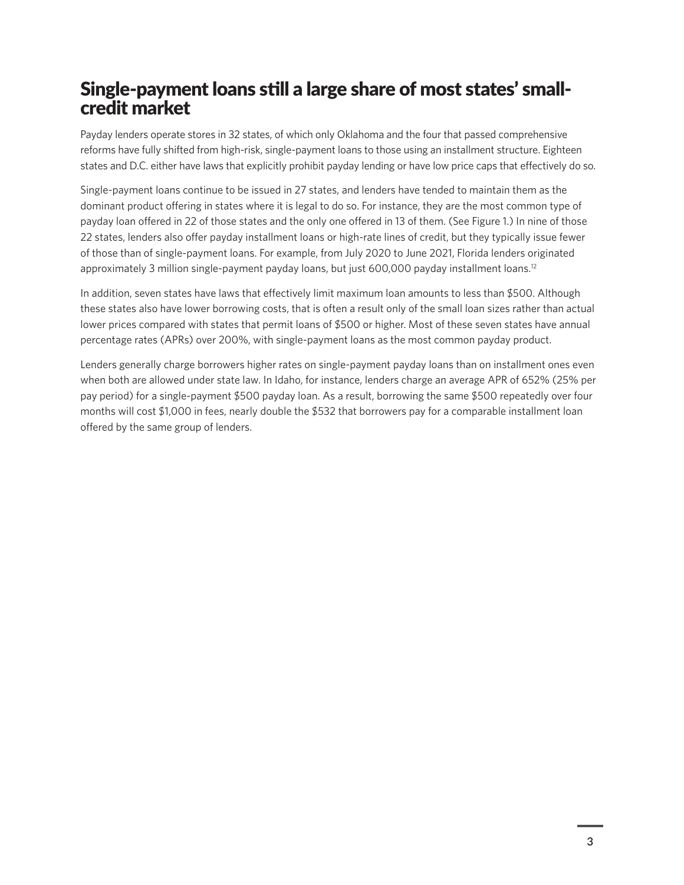## Single-payment loans still a large share of most states' small-credit market

Payday lenders operate stores in 32 states, of which only Oklahoma and the four that passed comprehensive reforms have fully shifted from high-risk, single-payment loans to those using an installment structure. Eighteen states and D.C. either have laws that explicitly prohibit payday lending or have low price caps that effectively do so.

Single-payment loans continue to be issued in 27 states, and lenders have tended to maintain them as the dominant product offering in states where it is legal to do so. For instance, they are the most common type of payday loan offered in 22 of those states and the only one offered in 13 of them. (See Figure 1.) In nine of those 22 states, lenders also offer payday installment loans or high-rate lines of credit, but they typically issue fewer of those than of single-payment loans. For example, from July 2020 to June 2021, Florida lenders originated approximately 3 million single-payment payday loans, but just 600,000 payday installment loans.[12]

In addition, seven states have laws that effectively limit maximum loan amounts to less than $500. Although these states also have lower borrowing costs, that is often a result only of the small loan sizes rather than actual lower prices compared with states that permit loans of $500 or higher. Most of these seven states have annual percentage rates (APRs) over 200%, with single-payment loans as the most common payday product.

Lenders generally charge borrowers higher rates on single-payment payday loans than on installment ones even when both are allowed under state law. In Idaho, for instance, lenders charge an average APR of 652% (25% per pay period) for a single-payment $500 payday loan. As a result, borrowing the same $500 repeatedly over four months will cost $1,000 in fees, nearly double the $532 that borrowers pay for a comparable installment loan offered by the same group of lenders.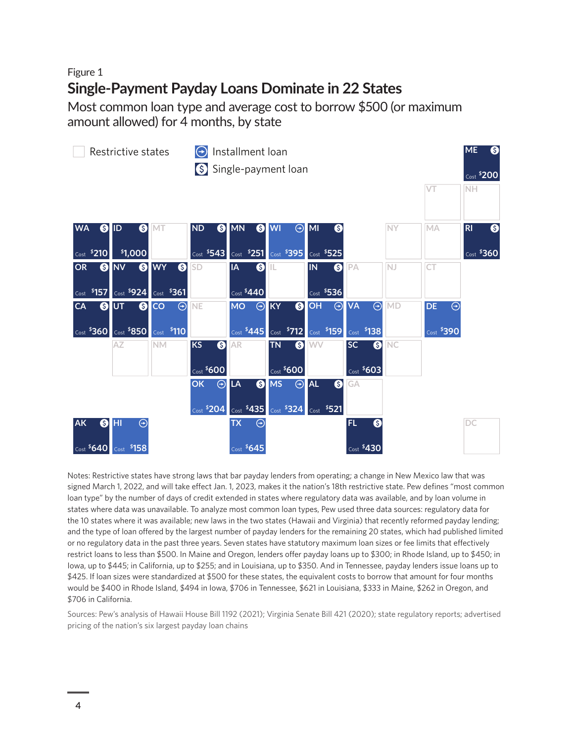Figure 1

## Single-Payment Payday Loans Dominate in 22 States

Most common loan type and average cost to borrow $500 (or maximum amount allowed) for 4 months, by state

Legend: Restrictive states; Installment loan; Single-payment loan

| State | Loan type | Cost |
|---|---|---|
| ME | Single-payment loan | $200 |
| VT | Restrictive state | |
| NH | Restrictive state | |
| WA | Single-payment loan | $210 |
| ID | Single-payment loan | $1,000 |
| MT | Restrictive state | |
| ND | Single-payment loan | $543 |
| MN | Single-payment loan | $251 |
| WI | Installment loan | $395 |
| MI | Single-payment loan | $525 |
| NY | Restrictive state | |
| MA | Restrictive state | |
| RI | Single-payment loan | $360 |
| OR | Single-payment loan | $157 |
| NV | Single-payment loan | $924 |
| WY | Single-payment loan | $361 |
| SD | Restrictive state | |
| IA | Single-payment loan | $440 |
| IL | Restrictive state | |
| IN | Single-payment loan | $536 |
| PA | Restrictive state | |
| NJ | Restrictive state | |
| CT | Restrictive state | |
| CA | Single-payment loan | $360 |
| UT | Single-payment loan | $850 |
| CO | Installment loan | $110 |
| NE | Restrictive state | |
| MO | Installment loan | $445 |
| KY | Single-payment loan | $712 |
| OH | Installment loan | $159 |
| VA | Installment loan | $138 |
| MD | Restrictive state | |
| DE | Installment loan | $390 |
| AZ | Restrictive state | |
| NM | Restrictive state | |
| KS | Single-payment loan | $600 |
| AR | Restrictive state | |
| TN | Single-payment loan | $600 |
| WV | Restrictive state | |
| SC | Single-payment loan | $603 |
| NC | Restrictive state | |
| OK | Installment loan | $204 |
| LA | Single-payment loan | $435 |
| MS | Installment loan | $324 |
| AL | Single-payment loan | $521 |
| GA | Restrictive state | |
| AK | Single-payment loan | $640 |
| HI | Installment loan | $158 |
| TX | Installment loan | $645 |
| FL | Single-payment loan | $430 |
| DC | Restrictive state | |

Notes: Restrictive states have strong laws that bar payday lenders from operating; a change in New Mexico law that was signed March 1, 2022, and will take effect Jan. 1, 2023, makes it the nation's 18th restrictive state. Pew defines "most common loan type" by the number of days of credit extended in states where regulatory data was available, and by loan volume in states where data was unavailable. To analyze most common loan types, Pew used three data sources: regulatory data for the 10 states where it was available; new laws in the two states (Hawaii and Virginia) that recently reformed payday lending; and the type of loan offered by the largest number of payday lenders for the remaining 20 states, which had published limited or no regulatory data in the past three years. Seven states have statutory maximum loan sizes or fee limits that effectively restrict loans to less than $500. In Maine and Oregon, lenders offer payday loans up to $300; in Rhode Island, up to $450; in Iowa, up to $445; in California, up to $255; and in Louisiana, up to $350. And in Tennessee, payday lenders issue loans up to $425. If loan sizes were standardized at $500 for these states, the equivalent costs to borrow that amount for four months would be $400 in Rhode Island, $494 in Iowa, $706 in Tennessee, $621 in Louisiana, $333 in Maine, $262 in Oregon, and $706 in California.

Sources: Pew's analysis of Hawaii House Bill 1192 (2021); Virginia Senate Bill 421 (2020); state regulatory reports; advertised pricing of the nation's six largest payday loan chains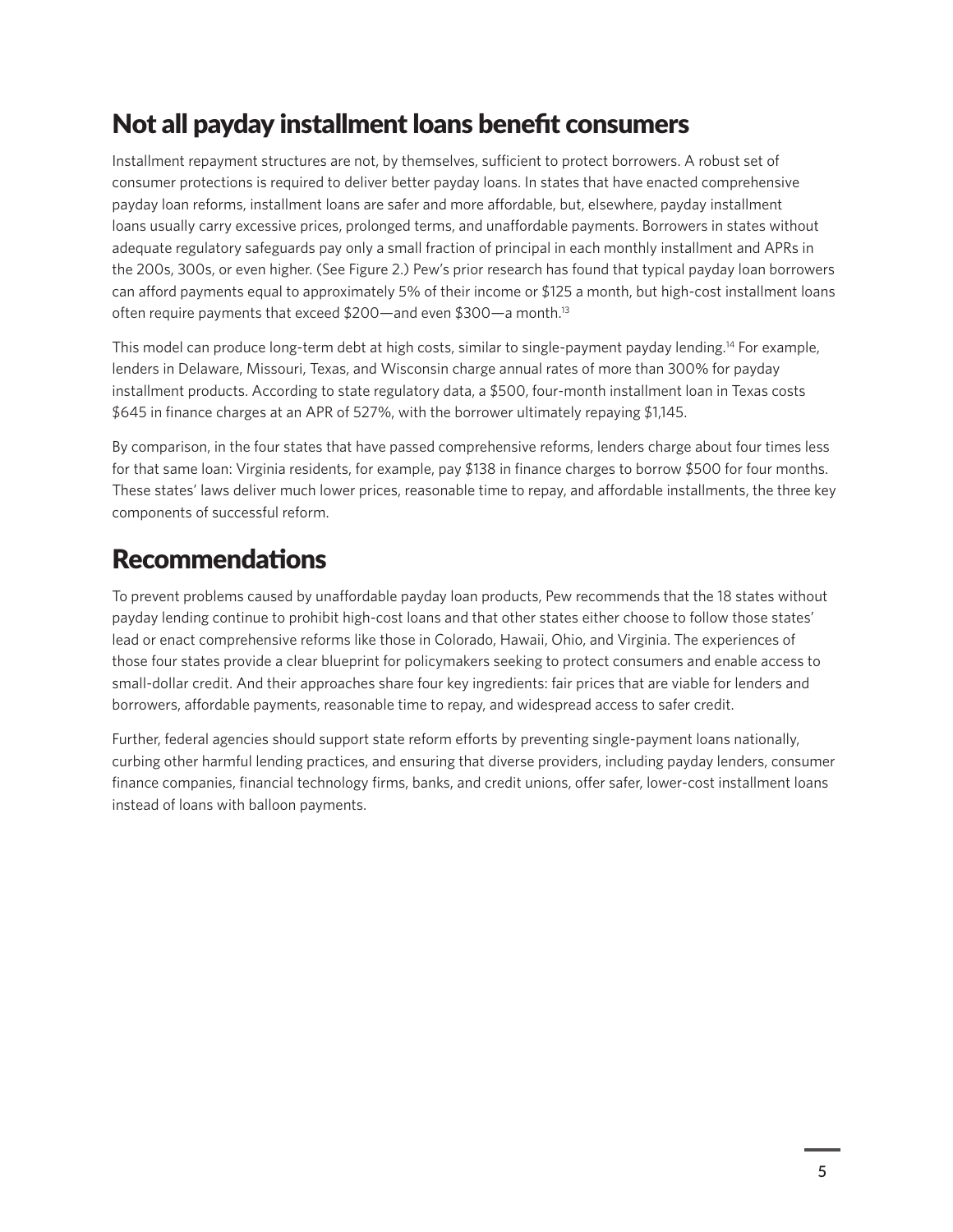## Not all payday installment loans benefit consumers

Installment repayment structures are not, by themselves, sufficient to protect borrowers. A robust set of consumer protections is required to deliver better payday loans. In states that have enacted comprehensive payday loan reforms, installment loans are safer and more affordable, but, elsewhere, payday installment loans usually carry excessive prices, prolonged terms, and unaffordable payments. Borrowers in states without adequate regulatory safeguards pay only a small fraction of principal in each monthly installment and APRs in the 200s, 300s, or even higher. (See Figure 2.) Pew's prior research has found that typical payday loan borrowers can afford payments equal to approximately 5% of their income or $125 a month, but high-cost installment loans often require payments that exceed $200—and even $300—a month.[13]

This model can produce long-term debt at high costs, similar to single-payment payday lending.[14] For example, lenders in Delaware, Missouri, Texas, and Wisconsin charge annual rates of more than 300% for payday installment products. According to state regulatory data, a $500, four-month installment loan in Texas costs $645 in finance charges at an APR of 527%, with the borrower ultimately repaying $1,145.

By comparison, in the four states that have passed comprehensive reforms, lenders charge about four times less for that same loan: Virginia residents, for example, pay $138 in finance charges to borrow $500 for four months. These states' laws deliver much lower prices, reasonable time to repay, and affordable installments, the three key components of successful reform.

## Recommendations

To prevent problems caused by unaffordable payday loan products, Pew recommends that the 18 states without payday lending continue to prohibit high-cost loans and that other states either choose to follow those states' lead or enact comprehensive reforms like those in Colorado, Hawaii, Ohio, and Virginia. The experiences of those four states provide a clear blueprint for policymakers seeking to protect consumers and enable access to small-dollar credit. And their approaches share four key ingredients: fair prices that are viable for lenders and borrowers, affordable payments, reasonable time to repay, and widespread access to safer credit.

Further, federal agencies should support state reform efforts by preventing single-payment loans nationally, curbing other harmful lending practices, and ensuring that diverse providers, including payday lenders, consumer finance companies, financial technology firms, banks, and credit unions, offer safer, lower-cost installment loans instead of loans with balloon payments.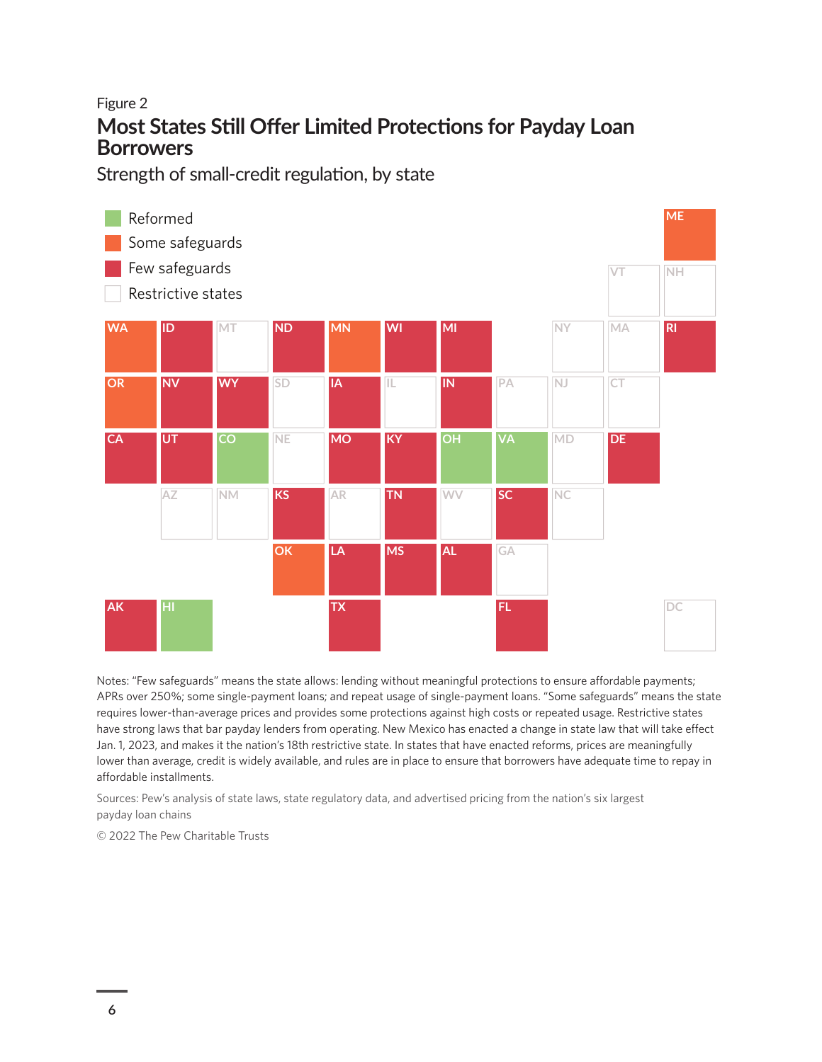Figure 2

## Most States Still Offer Limited Protections for Payday Loan Borrowers

Strength of small-credit regulation, by state

- Reformed
- Some safeguards
- Few safeguards
- Restrictive states

| | | | | | | | | | | | |
|---|---|---|---|---|---|---|---|---|---|---|---|
| | | | | | | | | | | ME | |
| | | | | | | | | | VT | NH | |
| WA | ID | MT | ND | MN | WI | MI | | NY | MA | RI | |
| OR | NV | WY | SD | IA | IL | IN | PA | NJ | CT | | |
| CA | UT | CO | NE | MO | KY | OH | VA | MD | DE | | |
| | AZ | NM | KS | AR | TN | WV | SC | NC | | | |
| | | | OK | LA | MS | AL | GA | | | | |
| AK | HI | | | TX | | | FL | | | DC | |

Notes: "Few safeguards" means the state allows: lending without meaningful protections to ensure affordable payments; APRs over 250%; some single-payment loans; and repeat usage of single-payment loans. "Some safeguards" means the state requires lower-than-average prices and provides some protections against high costs or repeated usage. Restrictive states have strong laws that bar payday lenders from operating. New Mexico has enacted a change in state law that will take effect Jan. 1, 2023, and makes it the nation's 18th restrictive state. In states that have enacted reforms, prices are meaningfully lower than average, credit is widely available, and rules are in place to ensure that borrowers have adequate time to repay in affordable installments.

Sources: Pew's analysis of state laws, state regulatory data, and advertised pricing from the nation's six largest payday loan chains

© 2022 The Pew Charitable Trusts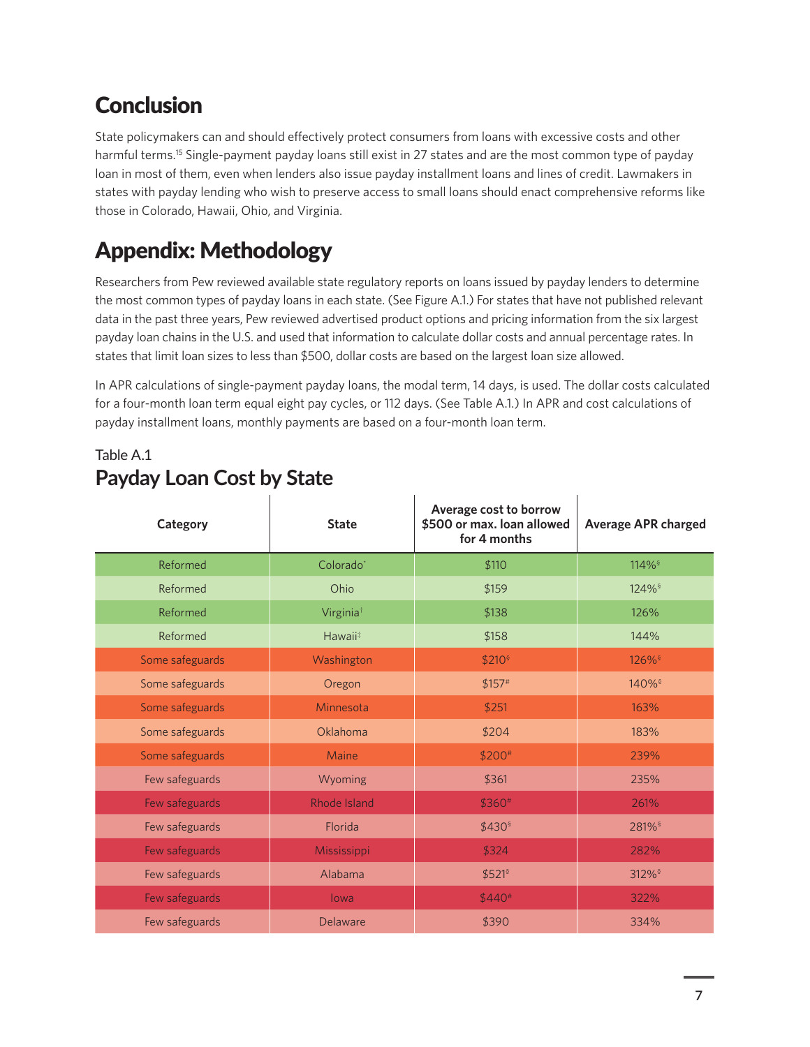## Conclusion

State policymakers can and should effectively protect consumers from loans with excessive costs and other harmful terms.[15] Single-payment payday loans still exist in 27 states and are the most common type of payday loan in most of them, even when lenders also issue payday installment loans and lines of credit. Lawmakers in states with payday lending who wish to preserve access to small loans should enact comprehensive reforms like those in Colorado, Hawaii, Ohio, and Virginia.

## Appendix: Methodology

Researchers from Pew reviewed available state regulatory reports on loans issued by payday lenders to determine the most common types of payday loans in each state. (See Figure A.1.) For states that have not published relevant data in the past three years, Pew reviewed advertised product options and pricing information from the six largest payday loan chains in the U.S. and used that information to calculate dollar costs and annual percentage rates. In states that limit loan sizes to less than $500, dollar costs are based on the largest loan size allowed.

In APR calculations of single-payment payday loans, the modal term, 14 days, is used. The dollar costs calculated for a four-month loan term equal eight pay cycles, or 112 days. (See Table A.1.) In APR and cost calculations of payday installment loans, monthly payments are based on a four-month loan term.

Table A.1

### Payday Loan Cost by State

| Category | State | Average cost to borrow $500 or max. loan allowed for 4 months | Average APR charged |
|---|---|---|---|
| Reformed | Colorado* | $110 | 114%§ |
| Reformed | Ohio | $159 | 124%§ |
| Reformed | Virginia† | $138 | 126% |
| Reformed | Hawaii‡ | $158 | 144% |
| Some safeguards | Washington | $210§ | 126%§ |
| Some safeguards | Oregon | $157# | 140%§ |
| Some safeguards | Minnesota | $251 | 163% |
| Some safeguards | Oklahoma | $204 | 183% |
| Some safeguards | Maine | $200# | 239% |
| Few safeguards | Wyoming | $361 | 235% |
| Few safeguards | Rhode Island | $360# | 261% |
| Few safeguards | Florida | $430§ | 281%§ |
| Few safeguards | Mississippi | $324 | 282% |
| Few safeguards | Alabama | $521§ | 312%§ |
| Few safeguards | Iowa | $440# | 322% |
| Few safeguards | Delaware | $390 | 334% |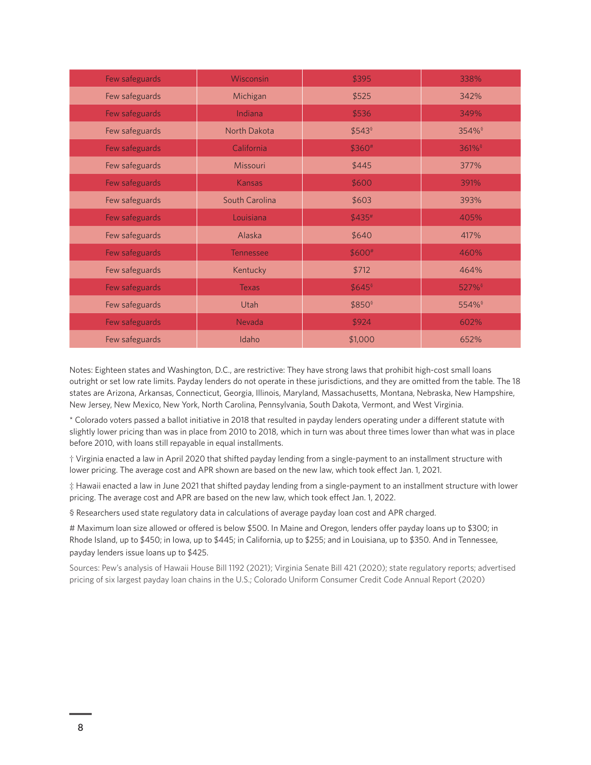| Few safeguards | Wisconsin | $395 | 338% |
|---|---|---|---|
| Few safeguards | Michigan | $525 | 342% |
| Few safeguards | Indiana | $536 | 349% |
| Few safeguards | North Dakota | $543§ | 354%§ |
| Few safeguards | California | $360# | 361%§ |
| Few safeguards | Missouri | $445 | 377% |
| Few safeguards | Kansas | $600 | 391% |
| Few safeguards | South Carolina | $603 | 393% |
| Few safeguards | Louisiana | $435# | 405% |
| Few safeguards | Alaska | $640 | 417% |
| Few safeguards | Tennessee | $600# | 460% |
| Few safeguards | Kentucky | $712 | 464% |
| Few safeguards | Texas | $645§ | 527%§ |
| Few safeguards | Utah | $850§ | 554%§ |
| Few safeguards | Nevada | $924 | 602% |
| Few safeguards | Idaho | $1,000 | 652% |

Notes: Eighteen states and Washington, D.C., are restrictive: They have strong laws that prohibit high-cost small loans outright or set low rate limits. Payday lenders do not operate in these jurisdictions, and they are omitted from the table. The 18 states are Arizona, Arkansas, Connecticut, Georgia, Illinois, Maryland, Massachusetts, Montana, Nebraska, New Hampshire, New Jersey, New Mexico, New York, North Carolina, Pennsylvania, South Dakota, Vermont, and West Virginia.

* Colorado voters passed a ballot initiative in 2018 that resulted in payday lenders operating under a different statute with slightly lower pricing than was in place from 2010 to 2018, which in turn was about three times lower than what was in place before 2010, with loans still repayable in equal installments.

† Virginia enacted a law in April 2020 that shifted payday lending from a single-payment to an installment structure with lower pricing. The average cost and APR shown are based on the new law, which took effect Jan. 1, 2021.

‡ Hawaii enacted a law in June 2021 that shifted payday lending from a single-payment to an installment structure with lower pricing. The average cost and APR are based on the new law, which took effect Jan. 1, 2022.

§ Researchers used state regulatory data in calculations of average payday loan cost and APR charged.

# Maximum loan size allowed or offered is below $500. In Maine and Oregon, lenders offer payday loans up to $300; in Rhode Island, up to $450; in Iowa, up to $445; in California, up to $255; and in Louisiana, up to $350. And in Tennessee, payday lenders issue loans up to $425.

Sources: Pew's analysis of Hawaii House Bill 1192 (2021); Virginia Senate Bill 421 (2020); state regulatory reports; advertised pricing of six largest payday loan chains in the U.S.; Colorado Uniform Consumer Credit Code Annual Report (2020)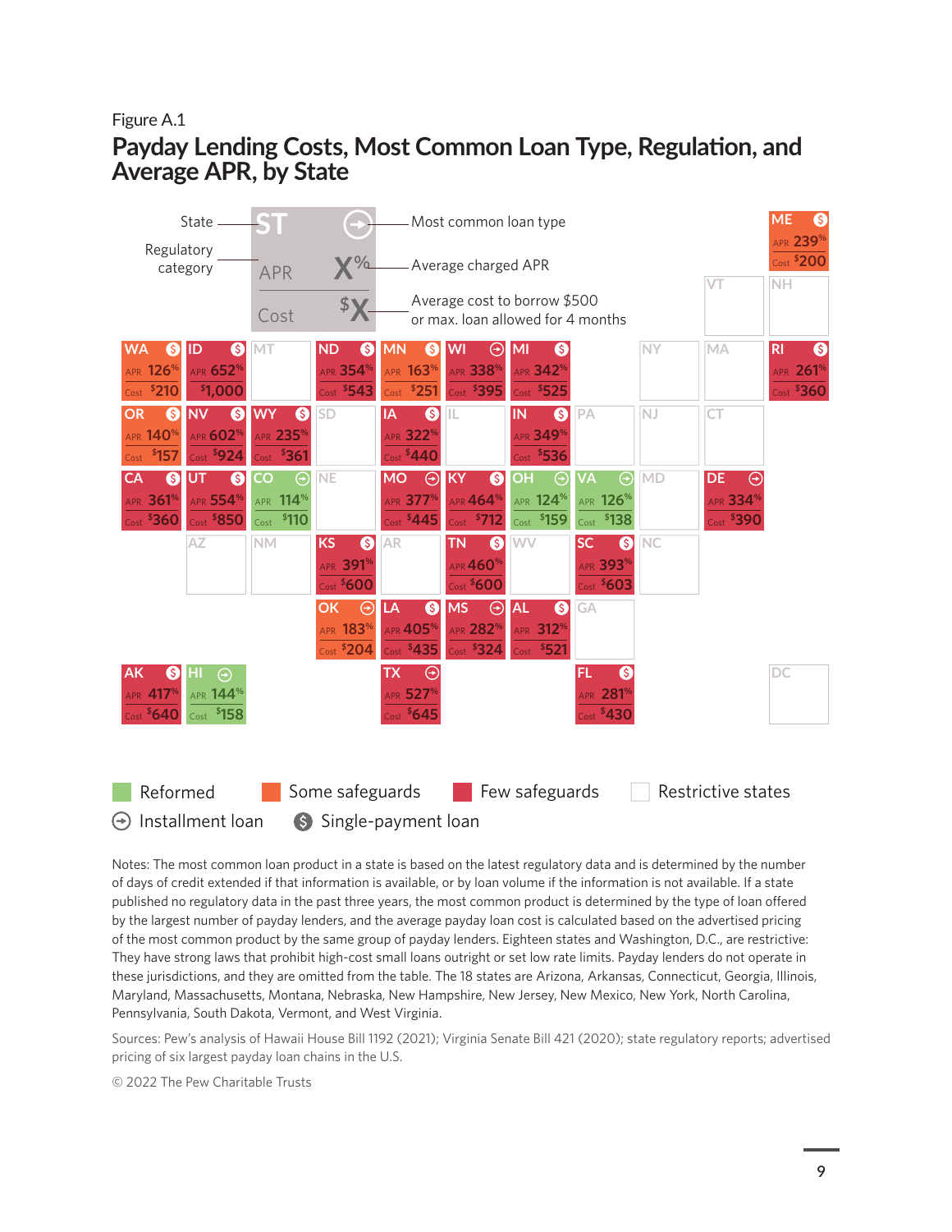Figure A.1

## Payday Lending Costs, Most Common Loan Type, Regulation, and Average APR, by State

| State | Regulatory category | Most common loan type | Average charged APR | Average cost to borrow $500 or max. loan allowed for 4 months |
|---|---|---|---|---|
| ME | Few safeguards | Single-payment loan | 239% | $200 |
| WA | Few safeguards | Single-payment loan | 126% | $210 |
| ID | Few safeguards | Single-payment loan | 652% | $1,000 |
| ND | Few safeguards | Single-payment loan | 354% | $543 |
| MN | Few safeguards | Single-payment loan | 163% | $251 |
| WI | Few safeguards | Installment loan | 338% | $395 |
| MI | Few safeguards | Single-payment loan | 342% | $525 |
| RI | Few safeguards | Single-payment loan | 261% | $360 |
| OR | Few safeguards | Single-payment loan | 140% | $157 |
| NV | Few safeguards | Single-payment loan | 602% | $924 |
| WY | Few safeguards | Single-payment loan | 235% | $361 |
| IA | Few safeguards | Single-payment loan | 322% | $440 |
| IN | Few safeguards | Single-payment loan | 349% | $536 |
| CA | Few safeguards | Single-payment loan | 361% | $360 |
| UT | Few safeguards | Single-payment loan | 554% | $850 |
| CO | Reformed | Installment loan | 114% | $110 |
| MO | Few safeguards | Installment loan | 377% | $445 |
| KY | Few safeguards | Single-payment loan | 464% | $712 |
| OH | Reformed | Installment loan | 124% | $159 |
| VA | Reformed | Installment loan | 126% | $138 |
| DE | Few safeguards | Installment loan | 334% | $390 |
| KS | Few safeguards | Single-payment loan | 391% | $600 |
| TN | Few safeguards | Single-payment loan | 460% | $600 |
| SC | Few safeguards | Single-payment loan | 393% | $603 |
| OK | Some safeguards | Installment loan | 183% | $204 |
| LA | Few safeguards | Single-payment loan | 405% | $435 |
| MS | Few safeguards | Installment loan | 282% | $324 |
| AL | Few safeguards | Single-payment loan | 312% | $521 |
| AK | Few safeguards | Single-payment loan | 417% | $640 |
| HI | Reformed | Installment loan | 144% | $158 |
| TX | Few safeguards | Installment loan | 527% | $645 |
| FL | Few safeguards | Single-payment loan | 281% | $430 |

Restrictive states (shown blank): VT, NH, MT, NY, MA, SD, IL, PA, NJ, CT, NE, MD, AZ, NM, AR, WV, NC, GA, DC

Legend: Reformed; Some safeguards; Few safeguards; Restrictive states; Installment loan; Single-payment loan

Notes: The most common loan product in a state is based on the latest regulatory data and is determined by the number of days of credit extended if that information is available, or by loan volume if the information is not available. If a state published no regulatory data in the past three years, the most common product is determined by the type of loan offered by the largest number of payday lenders, and the average payday loan cost is calculated based on the advertised pricing of the most common product by the same group of payday lenders. Eighteen states and Washington, D.C., are restrictive: They have strong laws that prohibit high-cost small loans outright or set low rate limits. Payday lenders do not operate in these jurisdictions, and they are omitted from the table. The 18 states are Arizona, Arkansas, Connecticut, Georgia, Illinois, Maryland, Massachusetts, Montana, Nebraska, New Hampshire, New Jersey, New Mexico, New York, North Carolina, Pennsylvania, South Dakota, Vermont, and West Virginia.

Sources: Pew's analysis of Hawaii House Bill 1192 (2021); Virginia Senate Bill 421 (2020); state regulatory reports; advertised pricing of six largest payday loan chains in the U.S.

© 2022 The Pew Charitable Trusts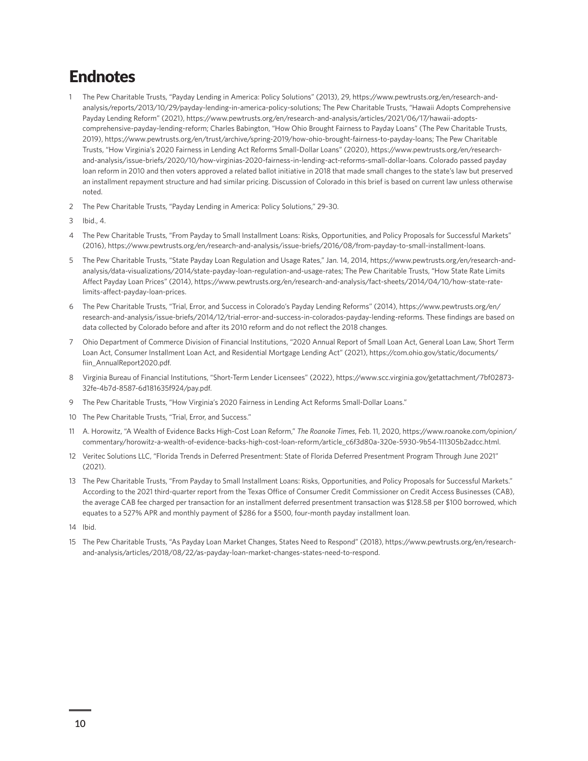# Endnotes

1. The Pew Charitable Trusts, "Payday Lending in America: Policy Solutions" (2013), 29, https://www.pewtrusts.org/en/research-and-analysis/reports/2013/10/29/payday-lending-in-america-policy-solutions; The Pew Charitable Trusts, "Hawaii Adopts Comprehensive Payday Lending Reform" (2021), https://www.pewtrusts.org/en/research-and-analysis/articles/2021/06/17/hawaii-adopts-comprehensive-payday-lending-reform; Charles Babington, "How Ohio Brought Fairness to Payday Loans" (The Pew Charitable Trusts, 2019), https://www.pewtrusts.org/en/trust/archive/spring-2019/how-ohio-brought-fairness-to-payday-loans; The Pew Charitable Trusts, "How Virginia's 2020 Fairness in Lending Act Reforms Small-Dollar Loans" (2020), https://www.pewtrusts.org/en/research-and-analysis/issue-briefs/2020/10/how-virginias-2020-fairness-in-lending-act-reforms-small-dollar-loans. Colorado passed payday loan reform in 2010 and then voters approved a related ballot initiative in 2018 that made small changes to the state's law but preserved an installment repayment structure and had similar pricing. Discussion of Colorado in this brief is based on current law unless otherwise noted.
2. The Pew Charitable Trusts, "Payday Lending in America: Policy Solutions," 29-30.
3. Ibid., 4.
4. The Pew Charitable Trusts, "From Payday to Small Installment Loans: Risks, Opportunities, and Policy Proposals for Successful Markets" (2016), https://www.pewtrusts.org/en/research-and-analysis/issue-briefs/2016/08/from-payday-to-small-installment-loans.
5. The Pew Charitable Trusts, "State Payday Loan Regulation and Usage Rates," Jan. 14, 2014, https://www.pewtrusts.org/en/research-and-analysis/data-visualizations/2014/state-payday-loan-regulation-and-usage-rates; The Pew Charitable Trusts, "How State Rate Limits Affect Payday Loan Prices" (2014), https://www.pewtrusts.org/en/research-and-analysis/fact-sheets/2014/04/10/how-state-rate-limits-affect-payday-loan-prices.
6. The Pew Charitable Trusts, "Trial, Error, and Success in Colorado's Payday Lending Reforms" (2014), https://www.pewtrusts.org/en/research-and-analysis/issue-briefs/2014/12/trial-error-and-success-in-colorados-payday-lending-reforms. These findings are based on data collected by Colorado before and after its 2010 reform and do not reflect the 2018 changes.
7. Ohio Department of Commerce Division of Financial Institutions, "2020 Annual Report of Small Loan Act, General Loan Law, Short Term Loan Act, Consumer Installment Loan Act, and Residential Mortgage Lending Act" (2021), https://com.ohio.gov/static/documents/fiin_AnnualReport2020.pdf.
8. Virginia Bureau of Financial Institutions, "Short-Term Lender Licensees" (2022), https://www.scc.virginia.gov/getattachment/7bf02873-32fe-4b7d-8587-6d181635f924/pay.pdf.
9. The Pew Charitable Trusts, "How Virginia's 2020 Fairness in Lending Act Reforms Small-Dollar Loans."
10. The Pew Charitable Trusts, "Trial, Error, and Success."
11. A. Horowitz, "A Wealth of Evidence Backs High-Cost Loan Reform," *The Roanoke Times*, Feb. 11, 2020, https://www.roanoke.com/opinion/commentary/horowitz-a-wealth-of-evidence-backs-high-cost-loan-reform/article_c6f3d80a-320e-5930-9b54-111305b2adcc.html.
12. Veritec Solutions LLC, "Florida Trends in Deferred Presentment: State of Florida Deferred Presentment Program Through June 2021" (2021).
13. The Pew Charitable Trusts, "From Payday to Small Installment Loans: Risks, Opportunities, and Policy Proposals for Successful Markets." According to the 2021 third-quarter report from the Texas Office of Consumer Credit Commissioner on Credit Access Businesses (CAB), the average CAB fee charged per transaction for an installment deferred presentment transaction was $128.58 per $100 borrowed, which equates to a 527% APR and monthly payment of $286 for a $500, four-month payday installment loan.
14. Ibid.
15. The Pew Charitable Trusts, "As Payday Loan Market Changes, States Need to Respond" (2018), https://www.pewtrusts.org/en/research-and-analysis/articles/2018/08/22/as-payday-loan-market-changes-states-need-to-respond.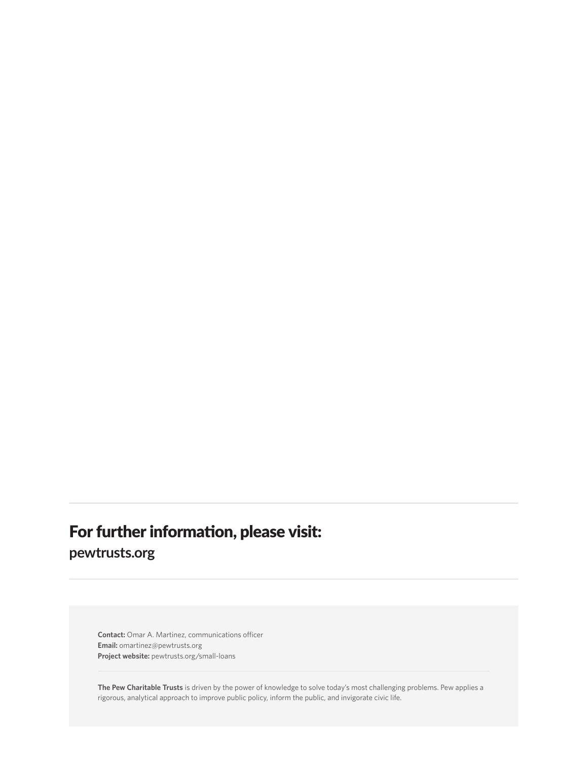## For further information, please visit:

**pewtrusts.org**

**Contact:** Omar A. Martinez, communications officer
**Email:** omartinez@pewtrusts.org
**Project website:** pewtrusts.org/small-loans

**The Pew Charitable Trusts** is driven by the power of knowledge to solve today's most challenging problems. Pew applies a rigorous, analytical approach to improve public policy, inform the public, and invigorate civic life.